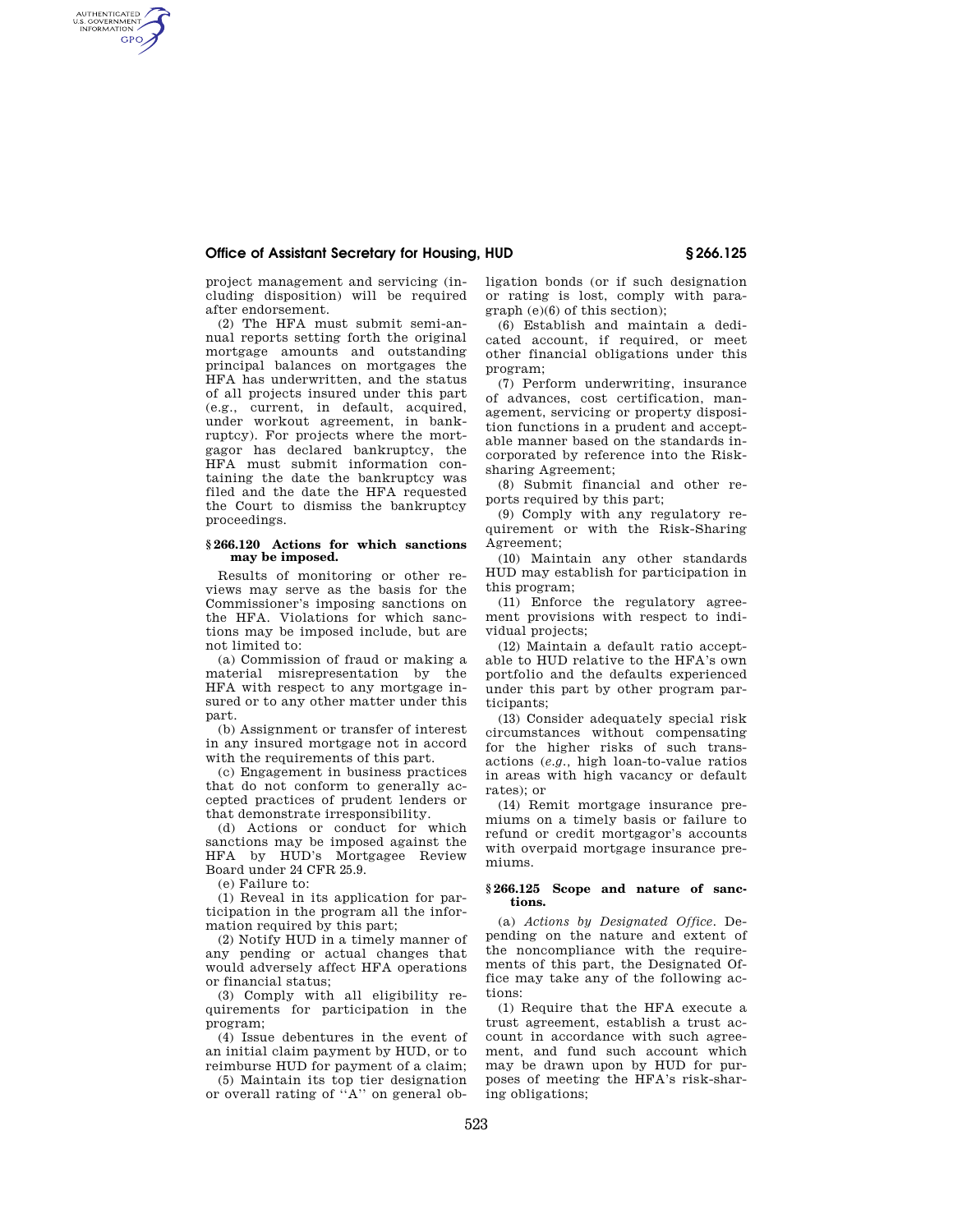project management and servicing (including disposition) will be required after endorsement.

(2) The HFA must submit semi-annual reports setting forth the original mortgage amounts and outstanding principal balances on mortgages the HFA has underwritten, and the status of all projects insured under this part (e.g., current, in default, acquired, under workout agreement, in bankruptcy). For projects where the mortgagor has declared bankruptcy, the HFA must submit information containing the date the bankruptcy was filed and the date the HFA requested the Court to dismiss the bankruptcy proceedings.

#### § 266.120 Actions for which sanctions may be imposed.

Results of monitoring or other reviews may serve as the basis for the Commissioner's imposing sanctions on the HFA. Violations for which sanctions may be imposed include, but are not limited to:

(a) Commission of fraud or making a material misrepresentation by the HFA with respect to any mortgage insured or to any other matter under this part.

(b) Assignment or transfer of interest in any insured mortgage not in accord with the requirements of this part.

(c) Engagement in business practices that do not conform to generally accepted practices of prudent lenders or that demonstrate irresponsibility.

(d) Actions or conduct for which sanctions may be imposed against the HFA by HUD's Mortgagee Review Board under 24 CFR 25.9.

(e) Failure to:

(1) Reveal in its application for participation in the program all the information required by this part;

(2) Notify HUD in a timely manner of any pending or actual changes that would adversely affect HFA operations or financial status;

(3) Comply with all eligibility requirements for participation in the program;

(4) Issue debentures in the event of an initial claim payment by HUD, or to reimburse HUD for payment of a claim;

(5) Maintain its top tier designation or overall rating of "A" on general obligation bonds (or if such designation or rating is lost, comply with paragraph (e)(6) of this section);

(6) Establish and maintain a dedicated account, if required, or meet other financial obligations under this program;

(7) Perform underwriting, insurance of advances, cost certification, management, servicing or property disposition functions in a prudent and acceptable manner based on the standards incorporated by reference into the Risk-sharing Agreement;

(8) Submit financial and other reports required by this part;

(9) Comply with any regulatory requirement or with the Risk-Sharing Agreement;

(10) Maintain any other standards HUD may establish for participation in this program;

(11) Enforce the regulatory agreement provisions with respect to individual projects;

(12) Maintain a default ratio acceptable to HUD relative to the HFA's own portfolio and the defaults experienced under this part by other program participants;

(13) Consider adequately special risk circumstances without compensating for the higher risks of such transactions (*e.g.*, high loan-to-value ratios in areas with high vacancy or default rates); or

(14) Remit mortgage insurance premiums on a timely basis or failure to refund or credit mortgagor's accounts with overpaid mortgage insurance premiums.

#### § 266.125 Scope and nature of sanctions.

(a) *Actions by Designated Office*. Depending on the nature and extent of the noncompliance with the requirements of this part, the Designated Office may take any of the following actions:

(1) Require that the HFA execute a trust agreement, establish a trust account in accordance with such agreement, and fund such account which may be drawn upon by HUD for purposes of meeting the HFA's risk-sharing obligations;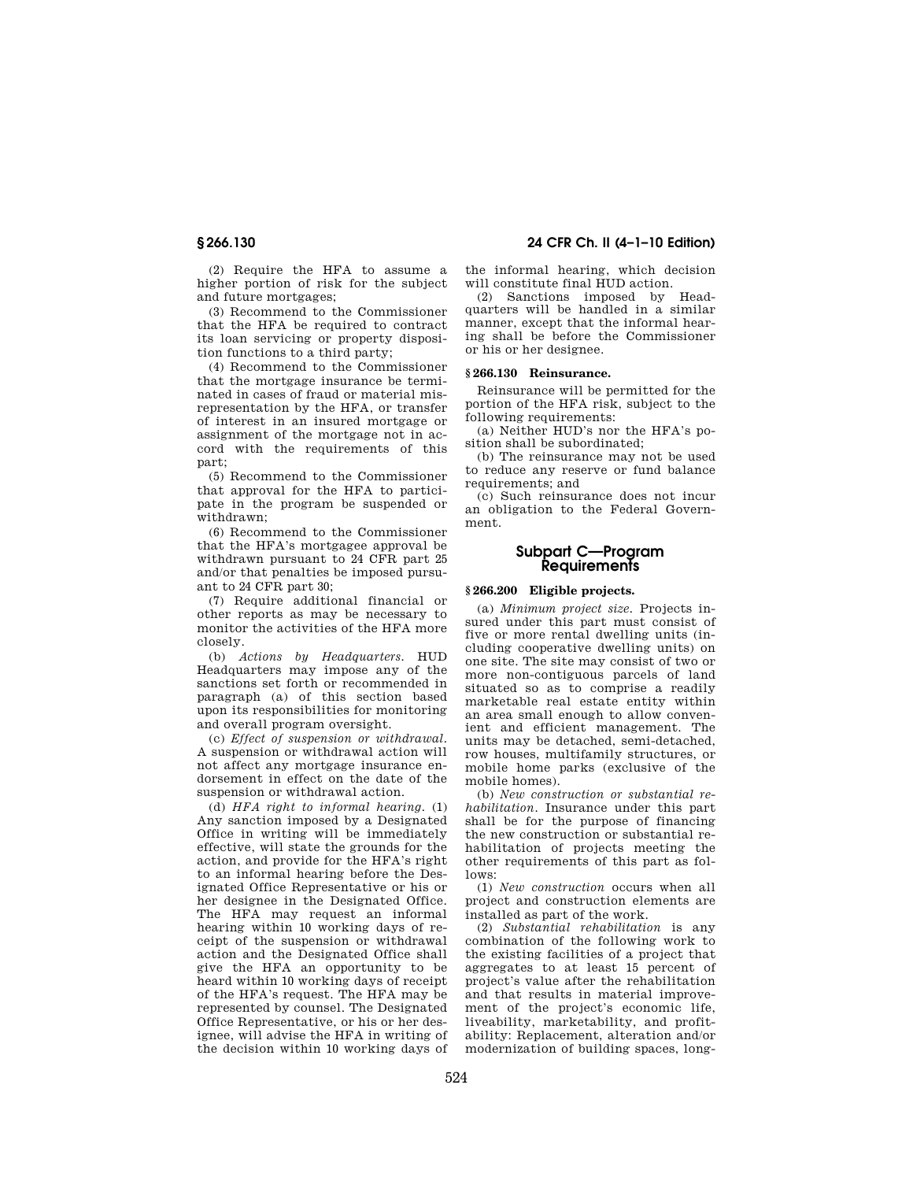(2) Require the HFA to assume a higher portion of risk for the subject and future mortgages;

(3) Recommend to the Commissioner that the HFA be required to contract its loan servicing or property disposition functions to a third party;

(4) Recommend to the Commissioner that the mortgage insurance be terminated in cases of fraud or material misrepresentation by the HFA, or transfer of interest in an insured mortgage or assignment of the mortgage not in accord with the requirements of this part;

(5) Recommend to the Commissioner that approval for the HFA to participate in the program be suspended or withdrawn;

(6) Recommend to the Commissioner that the HFA's mortgagee approval be withdrawn pursuant to 24 CFR part 25 and/or that penalties be imposed pursuant to 24 CFR part 30;

(7) Require additional financial or other reports as may be necessary to monitor the activities of the HFA more closely.

(b) *Actions by Headquarters.* HUD Headquarters may impose any of the sanctions set forth or recommended in paragraph (a) of this section based upon its responsibilities for monitoring and overall program oversight.

(c) *Effect of suspension or withdrawal.* A suspension or withdrawal action will not affect any mortgage insurance endorsement in effect on the date of the suspension or withdrawal action.

(d) *HFA right to informal hearing.* (1) Any sanction imposed by a Designated Office in writing will be immediately effective, will state the grounds for the action, and provide for the HFA's right to an informal hearing before the Designated Office Representative or his or her designee in the Designated Office. The HFA may request an informal hearing within 10 working days of receipt of the suspension or withdrawal action and the Designated Office shall give the HFA an opportunity to be heard within 10 working days of receipt of the HFA's request. The HFA may be represented by counsel. The Designated Office Representative, or his or her designee, will advise the HFA in writing of the decision within 10 working days of the informal hearing, which decision will constitute final HUD action.

(2) Sanctions imposed by Headquarters will be handled in a similar manner, except that the informal hearing shall be before the Commissioner or his or her designee.

### § 266.130 Reinsurance.

Reinsurance will be permitted for the portion of the HFA risk, subject to the following requirements:

(a) Neither HUD's nor the HFA's position shall be subordinated;

(b) The reinsurance may not be used to reduce any reserve or fund balance requirements; and

(c) Such reinsurance does not incur an obligation to the Federal Government.

## Subpart C—Program Requirements

### § 266.200 Eligible projects.

(a) *Minimum project size.* Projects insured under this part must consist of five or more rental dwelling units (including cooperative dwelling units) on one site. The site may consist of two or more non-contiguous parcels of land situated so as to comprise a readily marketable real estate entity within an area small enough to allow convenient and efficient management. The units may be detached, semi-detached, row houses, multifamily structures, or mobile home parks (exclusive of the mobile homes).

(b) *New construction or substantial rehabilitation.* Insurance under this part shall be for the purpose of financing the new construction or substantial rehabilitation of projects meeting the other requirements of this part as follows:

(1) *New construction* occurs when all project and construction elements are installed as part of the work.

(2) *Substantial rehabilitation* is any combination of the following work to the existing facilities of a project that aggregates to at least 15 percent of project's value after the rehabilitation and that results in material improvement of the project's economic life, liveability, marketability, and profitability: Replacement, alteration and/or modernization of building spaces, long-